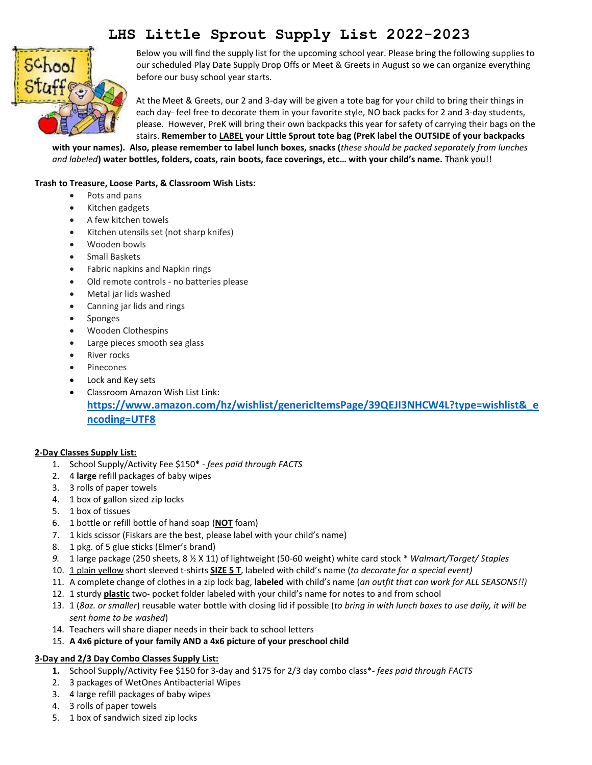# LHS Little Sprout Supply List 2022-2023

Below you will find the supply list for the upcoming school year. Please bring the following supplies to our scheduled Play Date Supply Drop Offs or Meet & Greets in August so we can organize everything before our busy school year starts.

At the Meet & Greets, our 2 and 3-day will be given a tote bag for your child to bring their things in each day- feel free to decorate them in your favorite style, NO back packs for 2 and 3-day students, please. However, PreK will bring their own backpacks this year for safety of carrying their bags on the stairs. **Remember to <u>LABEL</u> your Little Sprout tote bag (PreK label the OUTSIDE of your backpacks with your names). Also, please remember to label lunch boxes, snacks (***these should be packed separately from lunches and labeled***) water bottles, folders, coats, rain boots, face coverings, etc… with your child's name.** Thank you!!

**Trash to Treasure, Loose Parts, & Classroom Wish Lists:**

- Pots and pans
- Kitchen gadgets
- A few kitchen towels
- Kitchen utensils set (not sharp knifes)
- Wooden bowls
- Small Baskets
- Fabric napkins and Napkin rings
- Old remote controls - no batteries please
- Metal jar lids washed
- Canning jar lids and rings
- Sponges
- Wooden Clothespins
- Large pieces smooth sea glass
- River rocks
- Pinecones
- Lock and Key sets
- Classroom Amazon Wish List Link: **https://www.amazon.com/hz/wishlist/genericItemsPage/39QEJI3NHCW4L?type=wishlist&_encoding=UTF8**

**<u>2-Day Classes Supply List:</u>**

1. School Supply/Activity Fee $150**\*** - *fees paid through FACTS*
2. 4 **large** refill packages of baby wipes
3. 3 rolls of paper towels
4. 1 box of gallon sized zip locks
5. 1 box of tissues
6. 1 bottle or refill bottle of hand soap (**<u>NOT</u>** foam)
7. 1 kids scissor (Fiskars are the best, please label with your child's name)
8. 1 pkg. of 5 glue sticks (Elmer's brand)
9. 1 large package (250 sheets, 8 ½ X 11) of lightweight (50-60 weight) white card stock * *Walmart/Target/ Staples*
10. <u>1 plain yellow</u> short sleeved t-shirts **<u>SIZE 5 T</u>**, labeled with child's name (*to decorate for a special event)*
11. A complete change of clothes in a zip lock bag, **labeled** with child's name (*an outfit that can work for ALL SEASONS!!)*
12. 1 sturdy **<u>plastic</u>** two- pocket folder labeled with your child's name for notes to and from school
13. 1 (*8oz. or smaller*) reusable water bottle with closing lid if possible (*to bring in with lunch boxes to use daily, it will be sent home to be washed*)
14. Teachers will share diaper needs in their back to school letters
15. **A 4x6 picture of your family AND a 4x6 picture of your preschool child**

**<u>3-Day and 2/3 Day Combo Classes Supply List:</u>**

1. School Supply/Activity Fee $150 for 3-day and $175 for 2/3 day combo class*- *fees paid through FACTS*
2. 3 packages of WetOnes Antibacterial Wipes
3. 4 large refill packages of baby wipes
4. 3 rolls of paper towels
5. 1 box of sandwich sized zip locks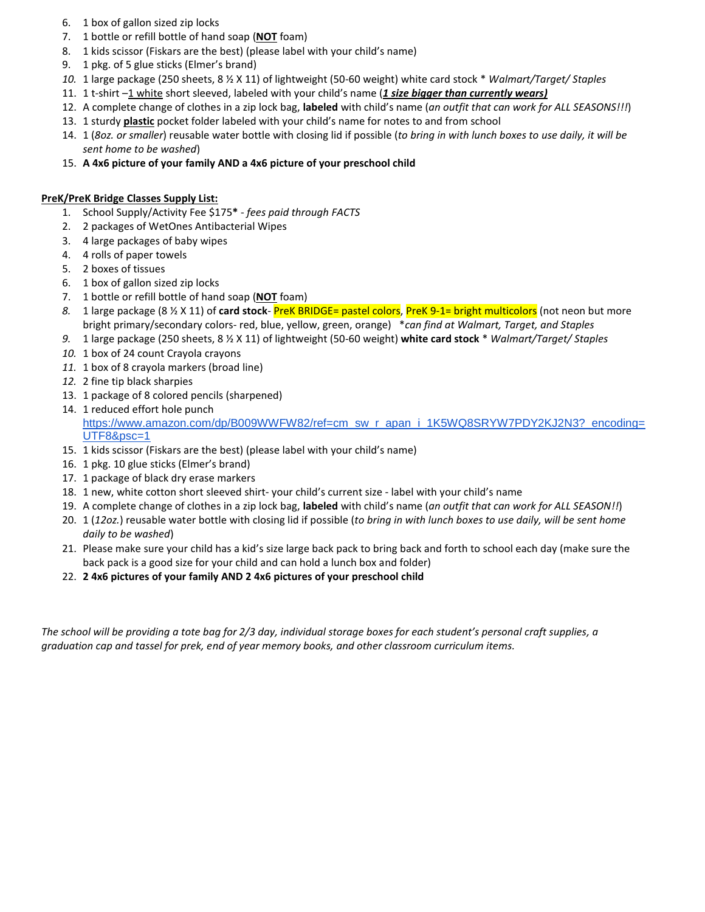6. 1 box of gallon sized zip locks
7. 1 bottle or refill bottle of hand soap (**NOT** foam)
8. 1 kids scissor (Fiskars are the best) (please label with your child's name)
9. 1 pkg. of 5 glue sticks (Elmer's brand)
10. 1 large package (250 sheets, 8 ½ X 11) of lightweight (50-60 weight) white card stock * *Walmart/Target/ Staples*
11. 1 t-shirt –1 white short sleeved, labeled with your child's name (***1 size bigger than currently wears)***
12. A complete change of clothes in a zip lock bag, **labeled** with child's name (*an outfit that can work for ALL SEASONS!!!*)
13. 1 sturdy **plastic** pocket folder labeled with your child's name for notes to and from school
14. 1 (*8oz. or smaller*) reusable water bottle with closing lid if possible (*to bring in with lunch boxes to use daily, it will be sent home to be washed*)
15. **A 4x6 picture of your family AND a 4x6 picture of your preschool child**

**PreK/PreK Bridge Classes Supply List:**

1. School Supply/Activity Fee $175**\*** - *fees paid through FACTS*
2. 2 packages of WetOnes Antibacterial Wipes
3. 4 large packages of baby wipes
4. 4 rolls of paper towels
5. 2 boxes of tissues
6. 1 box of gallon sized zip locks
7. 1 bottle or refill bottle of hand soap (**NOT** foam)
8. 1 large package (8 ½ X 11) of **card stock**- PreK BRIDGE= pastel colors, PreK 9-1= bright multicolors (not neon but more bright primary/secondary colors- red, blue, yellow, green, orange) **\****can find at Walmart, Target, and Staples*
9. 1 large package (250 sheets, 8 ½ X 11) of lightweight (50-60 weight) **white card stock** * *Walmart/Target/ Staples*
10. 1 box of 24 count Crayola crayons
11. 1 box of 8 crayola markers (broad line)
12. 2 fine tip black sharpies
13. 1 package of 8 colored pencils (sharpened)
14. 1 reduced effort hole punch https://www.amazon.com/dp/B009WWFW82/ref=cm_sw_r_apan_i_1K5WQ8SRYW7PDY2KJ2N3?_encoding=UTF8&psc=1
15. 1 kids scissor (Fiskars are the best) (please label with your child's name)
16. 1 pkg. 10 glue sticks (Elmer's brand)
17. 1 package of black dry erase markers
18. 1 new, white cotton short sleeved shirt- your child's current size - label with your child's name
19. A complete change of clothes in a zip lock bag, **labeled** with child's name (*an outfit that can work for ALL SEASON!!*)
20. 1 (*12oz.*) reusable water bottle with closing lid if possible (*to bring in with lunch boxes to use daily, will be sent home daily to be washed*)
21. Please make sure your child has a kid's size large back pack to bring back and forth to school each day (make sure the back pack is a good size for your child and can hold a lunch box and folder)
22. **2 4x6 pictures of your family AND 2 4x6 pictures of your preschool child**

*The school will be providing a tote bag for 2/3 day, individual storage boxes for each student's personal craft supplies, a graduation cap and tassel for prek, end of year memory books, and other classroom curriculum items.*